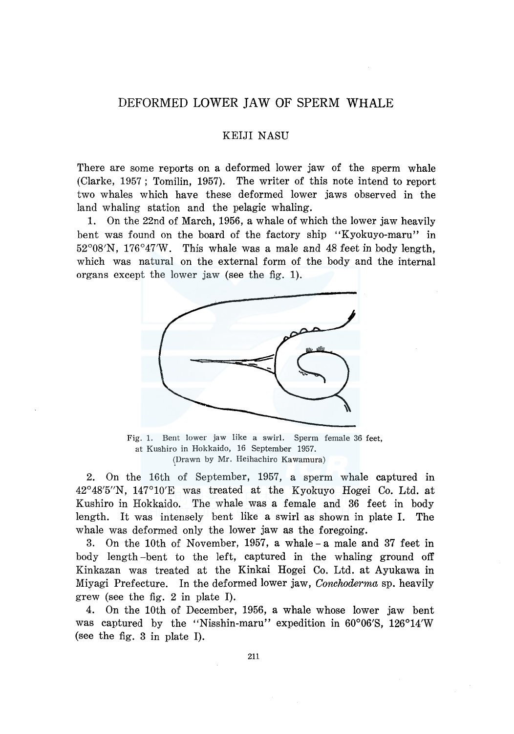# DEFORMED LOWER JAW OF SPERM WHALE

## KEIJI NASU

There are some reports on a deformed lower jaw of the sperm whale (Clarke, 1957 ; Tomilin, 1957). The writer of this note intend to report two whales which have these deformed lower jaws observed in the land whaling station and the pelagic whaling.

1. On the 22nd of March, 1956, a whale of which the lower jaw heavily bent was found on the board of the factory ship "Kyokuyo-maru" in 52°08′N, 176°47′W. This whale was a male and 48 feet in body length, which was natural on the external form of the body and the internal organs except the lower jaw (see the fig. 1).

Fig. 1. Bent lower jaw like a swirl. Sperm female 36 feet, at Kushiro in Hokkaido, 16 September 1957. (Drawn by Mr. Heihachiro Kawamura)

2. On the 16th of September, 1957, a sperm whale captured in 42°48′5″N, 147°10′E was treated at the Kyokuyo Hogei Co. Ltd. at Kushiro in Hokkaido. The whale was a female and 36 feet in body length. It was intensely bent like a swirl as shown in plate I. The whale was deformed only the lower jaw as the foregoing.

3. On the 10th of November, 1957, a whale - a male and 37 feet in body length - bent to the left, captured in the whaling ground off Kinkazan was treated at the Kinkai Hogei Co. Ltd. at Ayukawa in Miyagi Prefecture. In the deformed lower jaw, *Conchoderma* sp. heavily grew (see the fig. 2 in plate I).

4. On the 10th of December, 1956, a whale whose lower jaw bent was captured by the "Nisshin-maru" expedition in 60°06′S, 126°14′W (see the fig. 3 in plate I).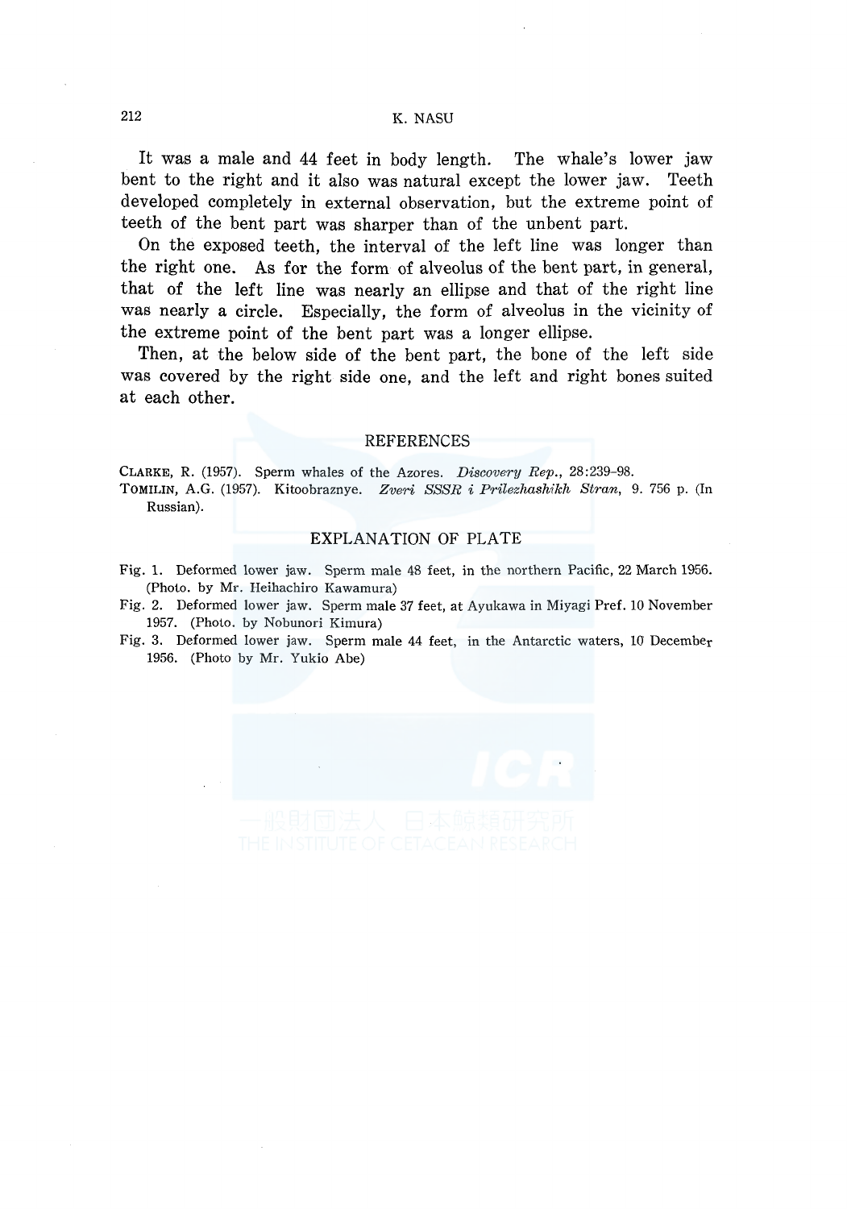It was a male and 44 feet in body length. The whale's lower jaw bent to the right and it also was natural except the lower jaw. Teeth developed completely in external observation, but the extreme point of teeth of the bent part was sharper than of the unbent part.

On the exposed teeth, the interval of the left line was longer than the right one. As for the form of alveolus of the bent part, in general, that of the left line was nearly an ellipse and that of the right line was nearly a circle. Especially, the form of alveolus in the vicinity of the extreme point of the bent part was a longer ellipse.

Then, at the below side of the bent part, the bone of the left side was covered by the right side one, and the left and right bones suited at each other.

## REFERENCES

CLARKE, R. (1957). Sperm whales of the Azores. *Discovery Rep.*, 28:239–98.

TOMILIN, A.G. (1957). Kitoobraznye. *Zveri SSSR i Prilezhashikh Stran*, 9. 756 p. (In Russian).

## EXPLANATION OF PLATE

Fig. 1. Deformed lower jaw. Sperm male 48 feet, in the northern Pacific, 22 March 1956. (Photo. by Mr. Heihachiro Kawamura)

Fig. 2. Deformed lower jaw. Sperm male 37 feet, at Ayukawa in Miyagi Pref. 10 November 1957. (Photo. by Nobunori Kimura)

Fig. 3. Deformed lower jaw. Sperm male 44 feet, in the Antarctic waters, 10 December 1956. (Photo by Mr. Yukio Abe)